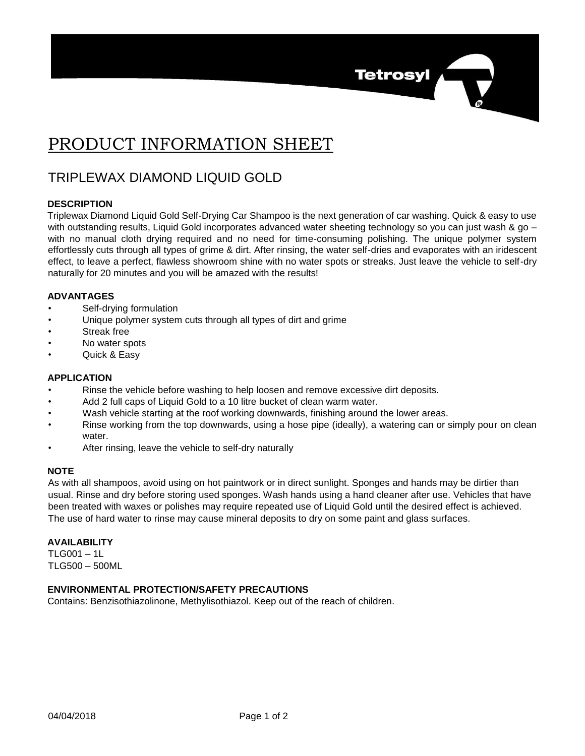# PRODUCT INFORMATION SHEET

## TRIPLEWAX DIAMOND LIQUID GOLD

### DESCRIPTION

Triplewax Diamond Liquid Gold Self-Drying Car Shampoo is the next generation of car washing. Quick & easy to use with outstanding results, Liquid Gold incorporates advanced water sheeting technology so you can just wash & go – with no manual cloth drying required and no need for time-consuming polishing. The unique polymer system effortlessly cuts through all types of grime & dirt. After rinsing, the water self-dries and evaporates with an iridescent effect, to leave a perfect, flawless showroom shine with no water spots or streaks. Just leave the vehicle to self-dry naturally for 20 minutes and you will be amazed with the results!

### ADVANTAGES

- Self-drying formulation
- Unique polymer system cuts through all types of dirt and grime
- Streak free
- No water spots
- Quick & Easy

### APPLICATION

- Rinse the vehicle before washing to help loosen and remove excessive dirt deposits.
- Add 2 full caps of Liquid Gold to a 10 litre bucket of clean warm water.
- Wash vehicle starting at the roof working downwards, finishing around the lower areas.
- Rinse working from the top downwards, using a hose pipe (ideally), a watering can or simply pour on clean water.
- After rinsing, leave the vehicle to self-dry naturally

### NOTE

As with all shampoos, avoid using on hot paintwork or in direct sunlight. Sponges and hands may be dirtier than usual. Rinse and dry before storing used sponges. Wash hands using a hand cleaner after use. Vehicles that have been treated with waxes or polishes may require repeated use of Liquid Gold until the desired effect is achieved. The use of hard water to rinse may cause mineral deposits to dry on some paint and glass surfaces.

### AVAILABILITY

TLG001 – 1L
TLG500 – 500ML

### ENVIRONMENTAL PROTECTION/SAFETY PRECAUTIONS

Contains: Benzisothiazolinone, Methylisothiazol. Keep out of the reach of children.

04/04/2018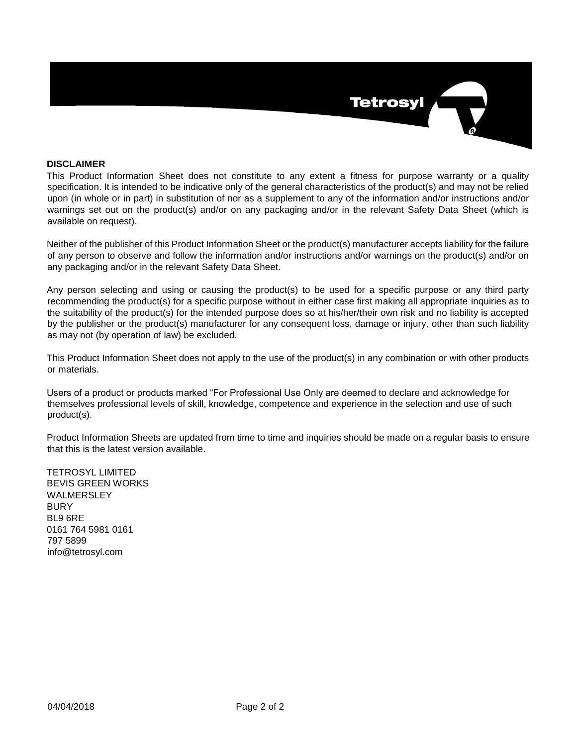## DISCLAIMER

This Product Information Sheet does not constitute to any extent a fitness for purpose warranty or a quality specification. It is intended to be indicative only of the general characteristics of the product(s) and may not be relied upon (in whole or in part) in substitution of nor as a supplement to any of the information and/or instructions and/or warnings set out on the product(s) and/or on any packaging and/or in the relevant Safety Data Sheet (which is available on request).

Neither of the publisher of this Product Information Sheet or the product(s) manufacturer accepts liability for the failure of any person to observe and follow the information and/or instructions and/or warnings on the product(s) and/or on any packaging and/or in the relevant Safety Data Sheet.

Any person selecting and using or causing the product(s) to be used for a specific purpose or any third party recommending the product(s) for a specific purpose without in either case first making all appropriate inquiries as to the suitability of the product(s) for the intended purpose does so at his/her/their own risk and no liability is accepted by the publisher or the product(s) manufacturer for any consequent loss, damage or injury, other than such liability as may not (by operation of law) be excluded.

This Product Information Sheet does not apply to the use of the product(s) in any combination or with other products or materials.

Users of a product or products marked "For Professional Use Only are deemed to declare and acknowledge for themselves professional levels of skill, knowledge, competence and experience in the selection and use of such product(s).

Product Information Sheets are updated from time to time and inquiries should be made on a regular basis to ensure that this is the latest version available.

TETROSYL LIMITED
BEVIS GREEN WORKS
WALMERSLEY
BURY
BL9 6RE
0161 764 5981 0161
797 5899
info@tetrosyl.com

04/04/2018